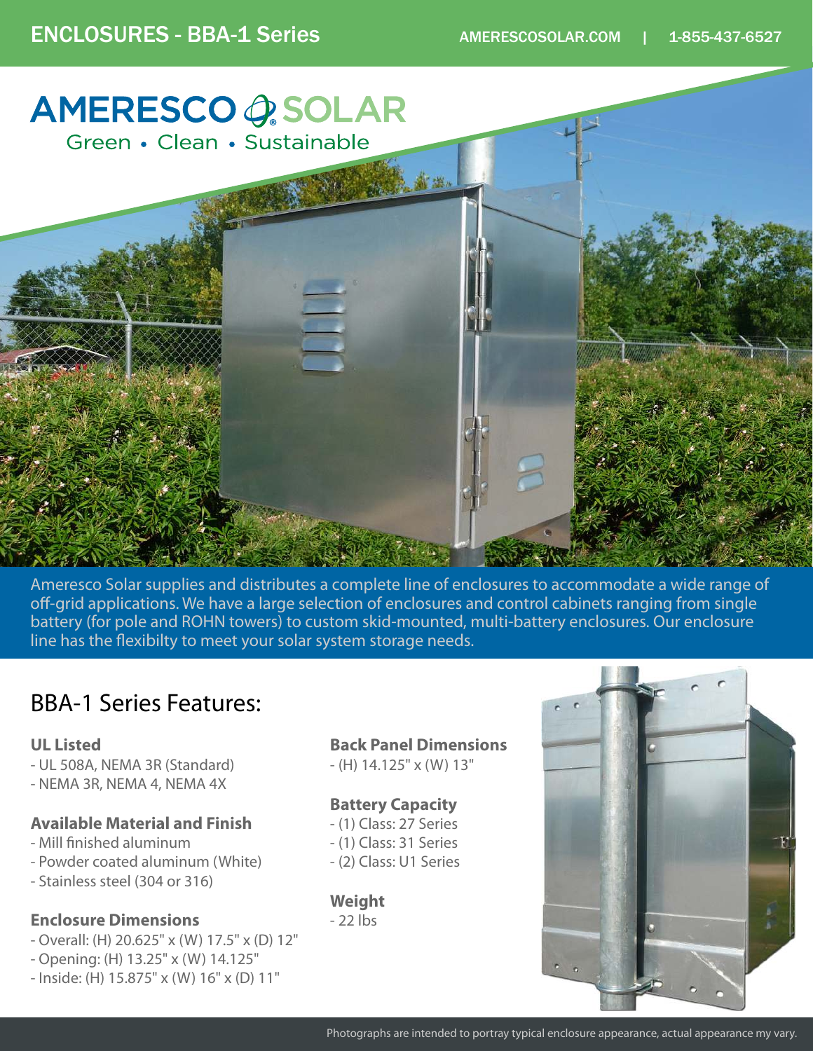ENCLOSURES - BBA-1 Series

AMERESCOSOLAR.COM | 1-855-437-6527

AMERESCO SOLAR

Green • Clean • Sustainable

Ameresco Solar supplies and distributes a complete line of enclosures to accommodate a wide range of off-grid applications. We have a large selection of enclosures and control cabinets ranging from single battery (for pole and ROHN towers) to custom skid-mounted, multi-battery enclosures. Our enclosure line has the flexibilty to meet your solar system storage needs.

## BBA-1 Series Features:

**UL Listed**
- UL 508A, NEMA 3R (Standard)
- NEMA 3R, NEMA 4, NEMA 4X

**Available Material and Finish**
- Mill finished aluminum
- Powder coated aluminum (White)
- Stainless steel (304 or 316)

**Enclosure Dimensions**
- Overall: (H) 20.625" x (W) 17.5" x (D) 12"
- Opening: (H) 13.25" x (W) 14.125"
- Inside: (H) 15.875" x (W) 16" x (D) 11"

**Back Panel Dimensions**
- (H) 14.125" x (W) 13"

**Battery Capacity**
- (1) Class: 27 Series
- (1) Class: 31 Series
- (2) Class: U1 Series

**Weight**
- 22 lbs

Photographs are intended to portray typical enclosure appearance, actual appearance my vary.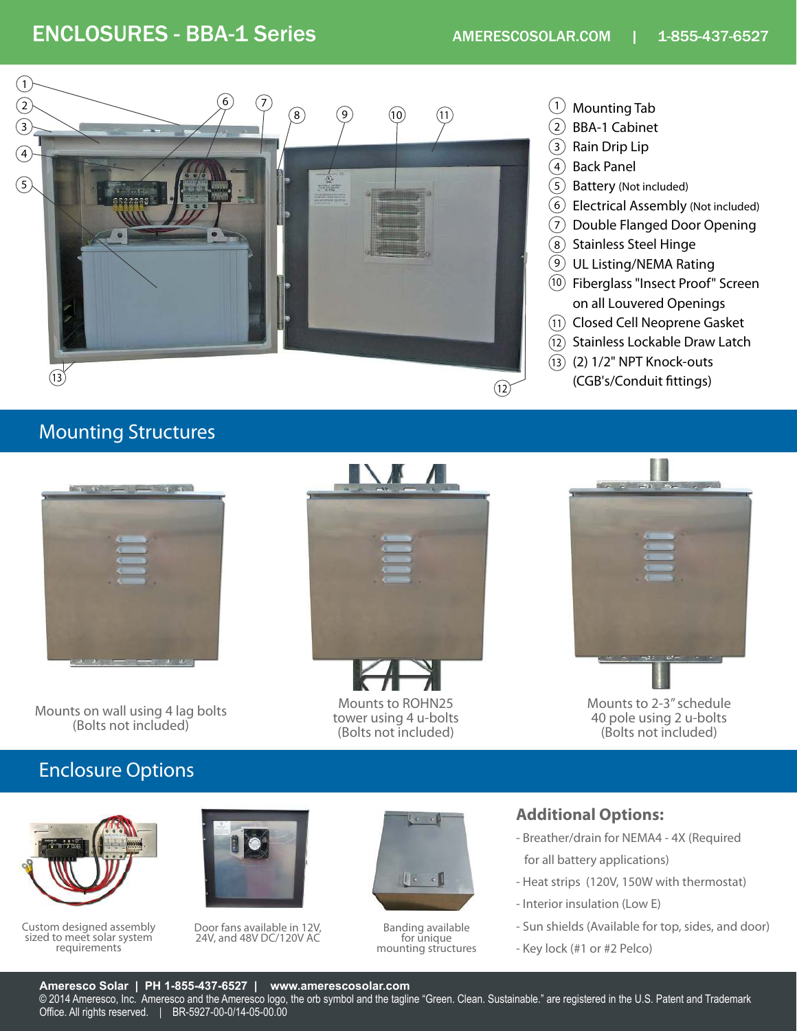# ENCLOSURES - BBA-1 Series

AMERESCOSOLAR.COM | 1-855-437-6527

1. Mounting Tab
2. BBA-1 Cabinet
3. Rain Drip Lip
4. Back Panel
5. Battery (Not included)
6. Electrical Assembly (Not included)
7. Double Flanged Door Opening
8. Stainless Steel Hinge
9. UL Listing/NEMA Rating
10. Fiberglass "Insect Proof" Screen on all Louvered Openings
11. Closed Cell Neoprene Gasket
12. Stainless Lockable Draw Latch
13. (2) 1/2" NPT Knock-outs (CGB's/Conduit fittings)

## Mounting Structures

Mounts on wall using 4 lag bolts (Bolts not included)

Mounts to ROHN25 tower using 4 u-bolts (Bolts not included)

Mounts to 2-3" schedule 40 pole using 2 u-bolts (Bolts not included)

## Enclosure Options

Custom designed assembly sized to meet solar system requirements

Door fans available in 12V, 24V, and 48V DC/120V AC

Banding available for unique mounting structures

### Additional Options:

- Breather/drain for NEMA4 - 4X (Required for all battery applications)
- Heat strips (120V, 150W with thermostat)
- Interior insulation (Low E)
- Sun shields (Available for top, sides, and door)
- Key lock (#1 or #2 Pelco)

**Ameresco Solar | PH 1-855-437-6527 | www.amerescosolar.com**

© 2014 Ameresco, Inc. Ameresco and the Ameresco logo, the orb symbol and the tagline "Green. Clean. Sustainable." are registered in the U.S. Patent and Trademark Office. All rights reserved. | BR-5927-00-0/14-05-00.00